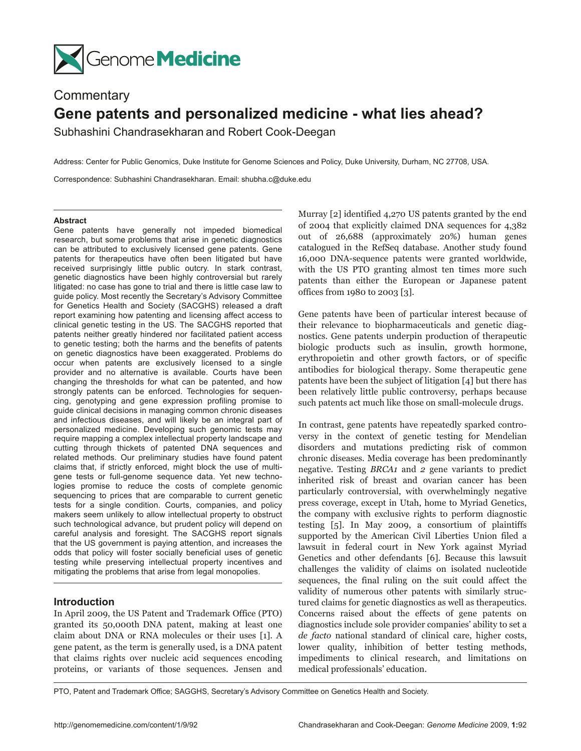Commentary

# Gene patents and personalized medicine - what lies ahead?

Subhashini Chandrasekharan and Robert Cook-Deegan

Address: Center for Public Genomics, Duke Institute for Genome Sciences and Policy, Duke University, Durham, NC 27708, USA.

Correspondence: Subhashini Chandrasekharan. Email: shubha.c@duke.edu

### Abstract

Gene patents have generally not impeded biomedical research, but some problems that arise in genetic diagnostics can be attributed to exclusively licensed gene patents. Gene patents for therapeutics have often been litigated but have received surprisingly little public outcry. In stark contrast, genetic diagnostics have been highly controversial but rarely litigated: no case has gone to trial and there is little case law to guide policy. Most recently the Secretary's Advisory Committee for Genetics Health and Society (SACGHS) released a draft report examining how patenting and licensing affect access to clinical genetic testing in the US. The SACGHS reported that patents neither greatly hindered nor facilitated patient access to genetic testing; both the harms and the benefits of patents on genetic diagnostics have been exaggerated. Problems do occur when patents are exclusively licensed to a single provider and no alternative is available. Courts have been changing the thresholds for what can be patented, and how strongly patents can be enforced. Technologies for sequencing, genotyping and gene expression profiling promise to guide clinical decisions in managing common chronic diseases and infectious diseases, and will likely be an integral part of personalized medicine. Developing such genomic tests may require mapping a complex intellectual property landscape and cutting through thickets of patented DNA sequences and related methods. Our preliminary studies have found patent claims that, if strictly enforced, might block the use of multi-gene tests or full-genome sequence data. Yet new technologies promise to reduce the costs of complete genomic sequencing to prices that are comparable to current genetic tests for a single condition. Courts, companies, and policy makers seem unlikely to allow intellectual property to obstruct such technological advance, but prudent policy will depend on careful analysis and foresight. The SACGHS report signals that the US government is paying attention, and increases the odds that policy will foster socially beneficial uses of genetic testing while preserving intellectual property incentives and mitigating the problems that arise from legal monopolies.

## Introduction

In April 2009, the US Patent and Trademark Office (PTO) granted its 50,000th DNA patent, making at least one claim about DNA or RNA molecules or their uses [1]. A gene patent, as the term is generally used, is a DNA patent that claims rights over nucleic acid sequences encoding proteins, or variants of those sequences. Jensen and Murray [2] identified 4,270 US patents granted by the end of 2004 that explicitly claimed DNA sequences for 4,382 out of 26,688 (approximately 20%) human genes catalogued in the RefSeq database. Another study found 16,000 DNA-sequence patents were granted worldwide, with the US PTO granting almost ten times more such patents than either the European or Japanese patent offices from 1980 to 2003 [3].

Gene patents have been of particular interest because of their relevance to biopharmaceuticals and genetic diagnostics. Gene patents underpin production of therapeutic biologic products such as insulin, growth hormone, erythropoietin and other growth factors, or of specific antibodies for biological therapy. Some therapeutic gene patents have been the subject of litigation [4] but there has been relatively little public controversy, perhaps because such patents act much like those on small-molecule drugs.

In contrast, gene patents have repeatedly sparked controversy in the context of genetic testing for Mendelian disorders and mutations predicting risk of common chronic diseases. Media coverage has been predominantly negative. Testing *BRCA1* and *2* gene variants to predict inherited risk of breast and ovarian cancer has been particularly controversial, with overwhelmingly negative press coverage, except in Utah, home to Myriad Genetics, the company with exclusive rights to perform diagnostic testing [5]. In May 2009, a consortium of plaintiffs supported by the American Civil Liberties Union filed a lawsuit in federal court in New York against Myriad Genetics and other defendants [6]. Because this lawsuit challenges the validity of claims on isolated nucleotide sequences, the final ruling on the suit could affect the validity of numerous other patents with similarly structured claims for genetic diagnostics as well as therapeutics. Concerns raised about the effects of gene patents on diagnostics include sole provider companies' ability to set a *de facto* national standard of clinical care, higher costs, lower quality, inhibition of better testing methods, impediments to clinical research, and limitations on medical professionals' education.

PTO, Patent and Trademark Office; SAGGHS, Secretary's Advisory Committee on Genetics Health and Society.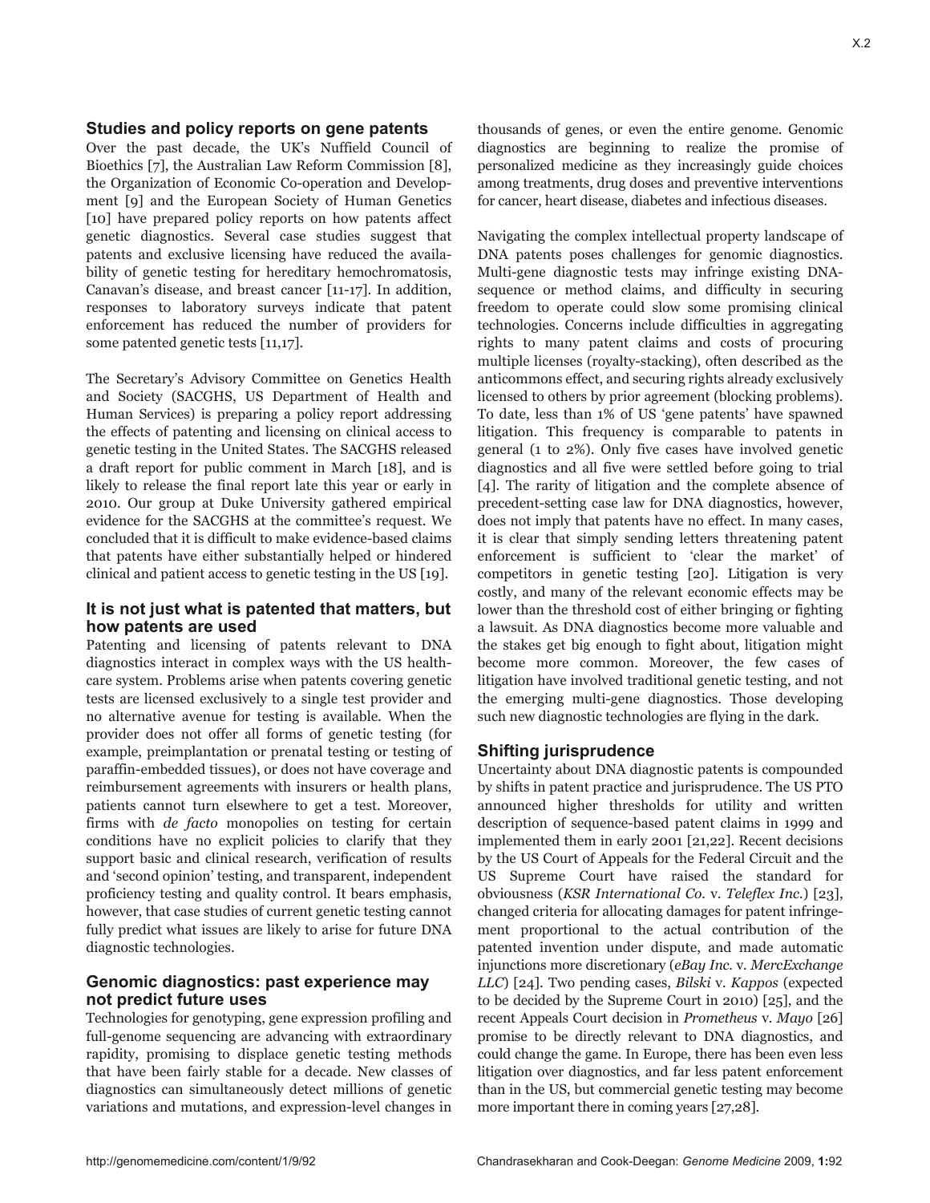## Studies and policy reports on gene patents

Over the past decade, the UK's Nuffield Council of Bioethics [7], the Australian Law Reform Commission [8], the Organization of Economic Co-operation and Development [9] and the European Society of Human Genetics [10] have prepared policy reports on how patents affect genetic diagnostics. Several case studies suggest that patents and exclusive licensing have reduced the availability of genetic testing for hereditary hemochromatosis, Canavan's disease, and breast cancer [11-17]. In addition, responses to laboratory surveys indicate that patent enforcement has reduced the number of providers for some patented genetic tests [11,17].

The Secretary's Advisory Committee on Genetics Health and Society (SACGHS, US Department of Health and Human Services) is preparing a policy report addressing the effects of patenting and licensing on clinical access to genetic testing in the United States. The SACGHS released a draft report for public comment in March [18], and is likely to release the final report late this year or early in 2010. Our group at Duke University gathered empirical evidence for the SACGHS at the committee's request. We concluded that it is difficult to make evidence-based claims that patents have either substantially helped or hindered clinical and patient access to genetic testing in the US [19].

## It is not just what is patented that matters, but how patents are used

Patenting and licensing of patents relevant to DNA diagnostics interact in complex ways with the US health-care system. Problems arise when patents covering genetic tests are licensed exclusively to a single test provider and no alternative avenue for testing is available. When the provider does not offer all forms of genetic testing (for example, preimplantation or prenatal testing or testing of paraffin-embedded tissues), or does not have coverage and reimbursement agreements with insurers or health plans, patients cannot turn elsewhere to get a test. Moreover, firms with *de facto* monopolies on testing for certain conditions have no explicit policies to clarify that they support basic and clinical research, verification of results and 'second opinion' testing, and transparent, independent proficiency testing and quality control. It bears emphasis, however, that case studies of current genetic testing cannot fully predict what issues are likely to arise for future DNA diagnostic technologies.

## Genomic diagnostics: past experience may not predict future uses

Technologies for genotyping, gene expression profiling and full-genome sequencing are advancing with extraordinary rapidity, promising to displace genetic testing methods that have been fairly stable for a decade. New classes of diagnostics can simultaneously detect millions of genetic variations and mutations, and expression-level changes in thousands of genes, or even the entire genome. Genomic diagnostics are beginning to realize the promise of personalized medicine as they increasingly guide choices among treatments, drug doses and preventive interventions for cancer, heart disease, diabetes and infectious diseases.

Navigating the complex intellectual property landscape of DNA patents poses challenges for genomic diagnostics. Multi-gene diagnostic tests may infringe existing DNA-sequence or method claims, and difficulty in securing freedom to operate could slow some promising clinical technologies. Concerns include difficulties in aggregating rights to many patent claims and costs of procuring multiple licenses (royalty-stacking), often described as the anticommons effect, and securing rights already exclusively licensed to others by prior agreement (blocking problems). To date, less than 1% of US 'gene patents' have spawned litigation. This frequency is comparable to patents in general (1 to 2%). Only five cases have involved genetic diagnostics and all five were settled before going to trial [4]. The rarity of litigation and the complete absence of precedent-setting case law for DNA diagnostics, however, does not imply that patents have no effect. In many cases, it is clear that simply sending letters threatening patent enforcement is sufficient to 'clear the market' of competitors in genetic testing [20]. Litigation is very costly, and many of the relevant economic effects may be lower than the threshold cost of either bringing or fighting a lawsuit. As DNA diagnostics become more valuable and the stakes get big enough to fight about, litigation might become more common. Moreover, the few cases of litigation have involved traditional genetic testing, and not the emerging multi-gene diagnostics. Those developing such new diagnostic technologies are flying in the dark.

## Shifting jurisprudence

Uncertainty about DNA diagnostic patents is compounded by shifts in patent practice and jurisprudence. The US PTO announced higher thresholds for utility and written description of sequence-based patent claims in 1999 and implemented them in early 2001 [21,22]. Recent decisions by the US Court of Appeals for the Federal Circuit and the US Supreme Court have raised the standard for obviousness (*KSR International Co.* v. *Teleflex Inc.*) [23], changed criteria for allocating damages for patent infringement proportional to the actual contribution of the patented invention under dispute, and made automatic injunctions more discretionary (*eBay Inc.* v. *MercExchange LLC*) [24]. Two pending cases, *Bilski* v. *Kappos* (expected to be decided by the Supreme Court in 2010) [25], and the recent Appeals Court decision in *Prometheus* v. *Mayo* [26] promise to be directly relevant to DNA diagnostics, and could change the game. In Europe, there has been even less litigation over diagnostics, and far less patent enforcement than in the US, but commercial genetic testing may become more important there in coming years [27,28].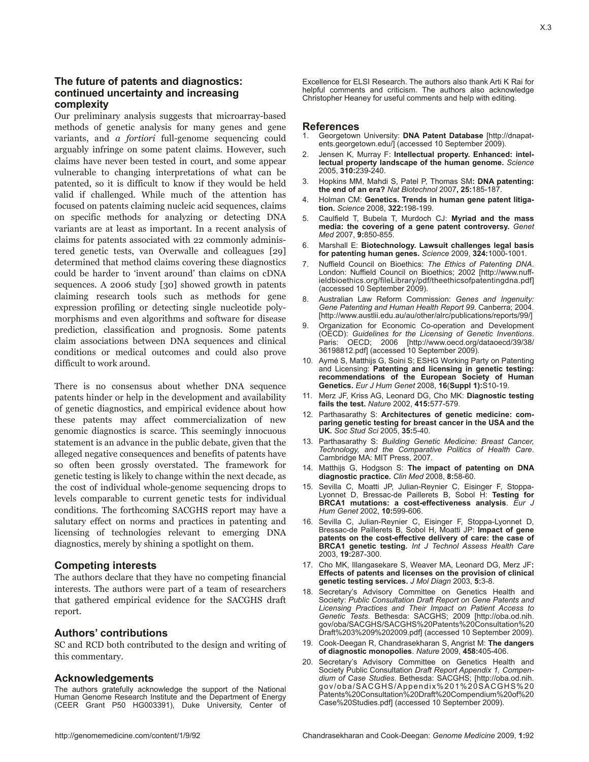## The future of patents and diagnostics: continued uncertainty and increasing complexity

Our preliminary analysis suggests that microarray-based methods of genetic analysis for many genes and gene variants, and *a fortiori* full-genome sequencing could arguably infringe on some patent claims. However, such claims have never been tested in court, and some appear vulnerable to changing interpretations of what can be patented, so it is difficult to know if they would be held valid if challenged. While much of the attention has focused on patents claiming nucleic acid sequences, claims on specific methods for analyzing or detecting DNA variants are at least as important. In a recent analysis of claims for patents associated with 22 commonly administered genetic tests, van Overwalle and colleagues [29] determined that method claims covering these diagnostics could be harder to 'invent around' than claims on cDNA sequences. A 2006 study [30] showed growth in patents claiming research tools such as methods for gene expression profiling or detecting single nucleotide polymorphisms and even algorithms and software for disease prediction, classification and prognosis. Some patents claim associations between DNA sequences and clinical conditions or medical outcomes and could also prove difficult to work around.

There is no consensus about whether DNA sequence patents hinder or help in the development and availability of genetic diagnostics, and empirical evidence about how these patents may affect commercialization of new genomic diagnostics is scarce. This seemingly innocuous statement is an advance in the public debate, given that the alleged negative consequences and benefits of patents have so often been grossly overstated. The framework for genetic testing is likely to change within the next decade, as the cost of individual whole-genome sequencing drops to levels comparable to current genetic tests for individual conditions. The forthcoming SACGHS report may have a salutary effect on norms and practices in patenting and licensing of technologies relevant to emerging DNA diagnostics, merely by shining a spotlight on them.

## Competing interests

The authors declare that they have no competing financial interests. The authors were part of a team of researchers that gathered empirical evidence for the SACGHS draft report.

## Authors' contributions

SC and RCD both contributed to the design and writing of this commentary.

## Acknowledgements

The authors gratefully acknowledge the support of the National Human Genome Research Institute and the Department of Energy (CEER Grant P50 HG003391), Duke University, Center of Excellence for ELSI Research. The authors also thank Arti K Rai for helpful comments and criticism. The authors also acknowledge Christopher Heaney for useful comments and help with editing.

## References

1. Georgetown University: **DNA Patent Database** [http://dnapatents.georgetown.edu/] (accessed 10 September 2009).
2. Jensen K, Murray F: **Intellectual property. Enhanced: intellectual property landscape of the human genome.** *Science* 2005, **310:**239-240.
3. Hopkins MM, Mahdi S, Patel P, Thomas SM**: DNA patenting: the end of an era?** *Nat Biotechnol* 2007**, 25:**185-187.
4. Holman CM: **Genetics. Trends in human gene patent litigation.** *Science* 2008, **322:**198-199.
5. Caulfield T, Bubela T, Murdoch CJ: **Myriad and the mass media: the covering of a gene patent controversy.** *Genet Med* 2007, **9:**850-855.
6. Marshall E: **Biotechnology. Lawsuit challenges legal basis for patenting human genes.** *Science* 2009, **324:**1000-1001.
7. Nuffield Council on Bioethics: *The Ethics of Patenting DNA*. London: Nuffield Council on Bioethics; 2002 [http://www.nuffieldbioethics.org/fileLibrary/pdf/theethicsofpatentingdna.pdf] (accessed 10 September 2009).
8. Australian Law Reform Commission: *Genes and Ingenuity: Gene Patenting and Human Health Report 99*. Canberra; 2004. [http://www.austlii.edu.au/au/other/alrc/publications/reports/99/]
9. Organization for Economic Co-operation and Development (OECD): *Guidelines for the Licensing of Genetic Inventions*. Paris: OECD; 2006 [http://www.oecd.org/dataoecd/39/38/36198812.pdf] (accessed 10 September 2009).
10. Aymé S, Matthijs G, Soini S; ESHG Working Party on Patenting and Licensing: **Patenting and licensing in genetic testing: recommendations of the European Society of Human Genetics.** *Eur J Hum Genet* 2008, **16**(**Suppl 1):**S10-19.
11. Merz JF, Kriss AG, Leonard DG, Cho MK: **Diagnostic testing fails the test.** *Nature* 2002, **415:**577-579.
12. Parthasarathy S: **Architectures of genetic medicine: comparing genetic testing for breast cancer in the USA and the UK.** *Soc Stud Sci* 2005, **35:**5-40.
13. Parthasarathy S: *Building Genetic Medicine: Breast Cancer, Technology, and the Comparative Politics of Health Care*. Cambridge MA: MIT Press, 2007.
14. Matthijs G, Hodgson S: **The impact of patenting on DNA diagnostic practice.** *Clin Med* 2008, **8:**58-60.
15. Sevilla C, Moatti JP, Julian-Reynier C, Eisinger F, Stoppa-Lyonnet D, Bressac-de Paillerets B, Sobol H: **Testing for BRCA1 mutations: a cost-effectiveness analysis**. *Eur J Hum Genet* 2002, **10:**599-606.
16. Sevilla C, Julian-Reynier C, Eisinger F, Stoppa-Lyonnet D, Bressac-de Paillerets B, Sobol H, Moatti JP: **Impact of gene patents on the cost-effective delivery of care: the case of BRCA1 genetic testing.** *Int J Technol Assess Health Care* 2003, **19:**287-300.
17. Cho MK, Illangasekare S, Weaver MA, Leonard DG, Merz JF**: Effects of patents and licenses on the provision of clinical genetic testing services.** *J Mol Diagn* 2003, **5:**3-8.
18. Secretary's Advisory Committee on Genetics Health and Society: *Public Consultation Draft Report on Gene Patents and Licensing Practices and Their Impact on Patient Access to Genetic Tests*. Bethesda: SACGHS; 2009 [http://oba.od.nih.gov/oba/SACGHS/SACGHS%20Patents%20Consultation%20Draft%203%209%202009.pdf] (accessed 10 September 2009).
19. Cook-Deegan R, Chandrasekharan S, Angrist M: **The dangers of diagnostic monopolies**. *Nature* 2009, **458:**405-406.
20. Secretary's Advisory Committee on Genetics Health and Society Public Consultation *Draft Report Appendix 1, Compendium of Case Studies*. Bethesda: SACGHS; [http://oba.od.nih.gov/oba/SACGHS/Appendix%201%20SACGHS%20Patents%20Consultation%20Draft%20Compendium%20of%20Case%20Studies.pdf] (accessed 10 September 2009).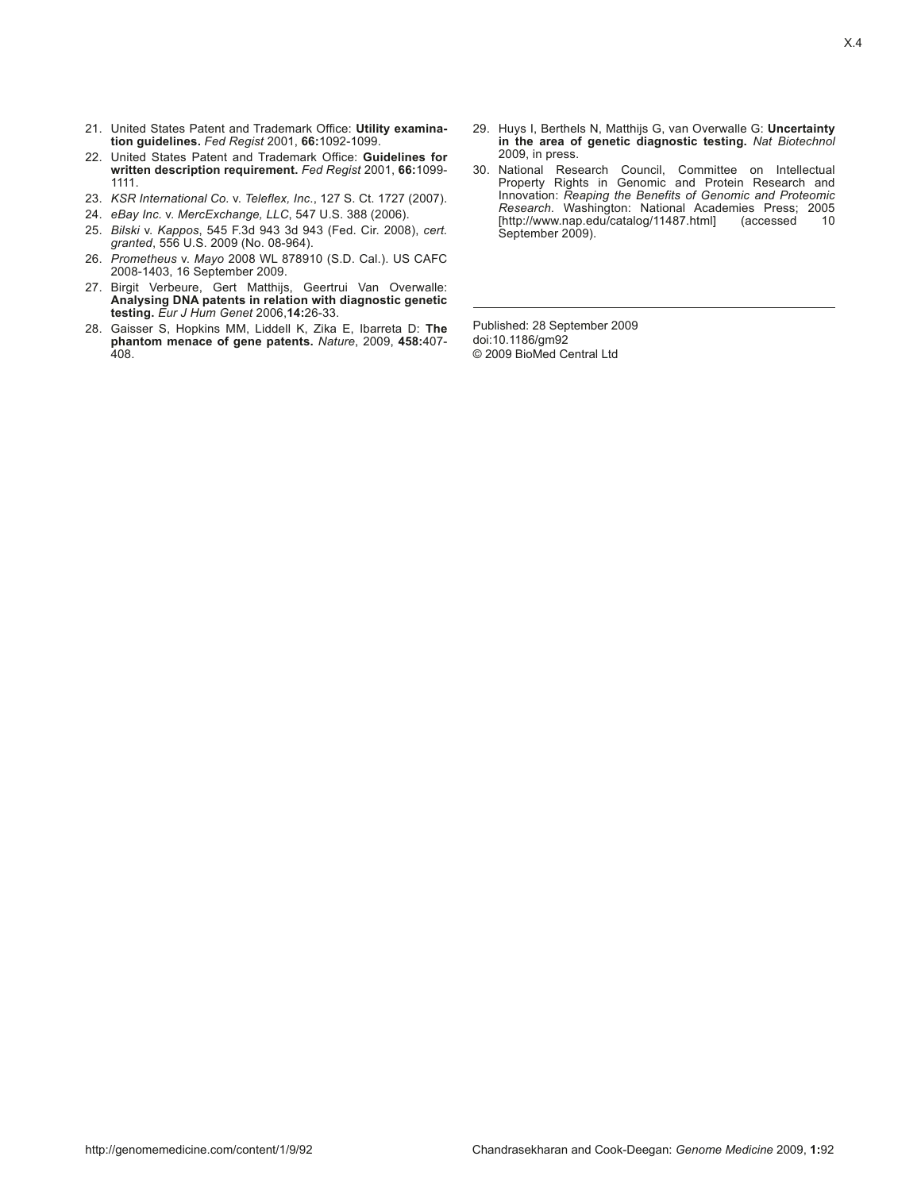21. United States Patent and Trademark Office: **Utility examination guidelines.** *Fed Regist* 2001, **66:**1092-1099.
22. United States Patent and Trademark Office: **Guidelines for written description requirement.** *Fed Regist* 2001, **66:**1099-1111.
23. *KSR International Co.* v. *Teleflex, Inc.*, 127 S. Ct. 1727 (2007).
24. *eBay Inc.* v. *MercExchange, LLC*, 547 U.S. 388 (2006).
25. *Bilski* v. *Kappos*, 545 F.3d 943 3d 943 (Fed. Cir. 2008), *cert. granted*, 556 U.S. 2009 (No. 08-964).
26. *Prometheus* v. *Mayo* 2008 WL 878910 (S.D. Cal.). US CAFC 2008-1403, 16 September 2009.
27. Birgit Verbeure, Gert Matthijs, Geertrui Van Overwalle: **Analysing DNA patents in relation with diagnostic genetic testing.** *Eur J Hum Genet* 2006,**14:**26-33.
28. Gaisser S, Hopkins MM, Liddell K, Zika E, Ibarreta D: **The phantom menace of gene patents.** *Nature*, 2009, **458:**407-408.
29. Huys I, Berthels N, Matthijs G, van Overwalle G: **Uncertainty in the area of genetic diagnostic testing.** *Nat Biotechnol* 2009, in press.
30. National Research Council, Committee on Intellectual Property Rights in Genomic and Protein Research and Innovation: *Reaping the Benefits of Genomic and Proteomic Research*. Washington: National Academies Press; 2005 [http://www.nap.edu/catalog/11487.html] (accessed 10 September 2009).

Published: 28 September 2009
doi:10.1186/gm92
© 2009 BioMed Central Ltd